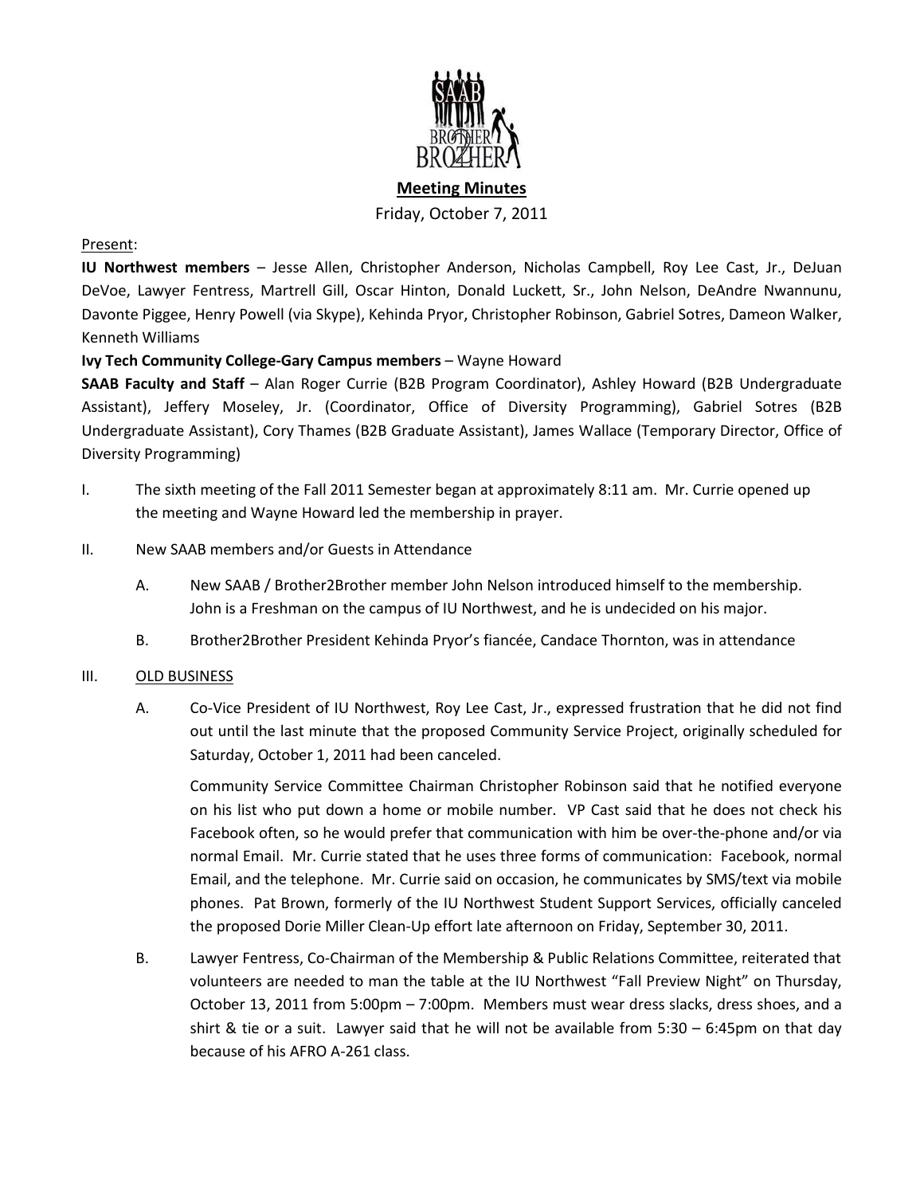**Meeting Minutes**

Friday, October 7, 2011

Present:

**IU Northwest members** – Jesse Allen, Christopher Anderson, Nicholas Campbell, Roy Lee Cast, Jr., DeJuan DeVoe, Lawyer Fentress, Martrell Gill, Oscar Hinton, Donald Luckett, Sr., John Nelson, DeAndre Nwannunu, Davonte Piggee, Henry Powell (via Skype), Kehinda Pryor, Christopher Robinson, Gabriel Sotres, Dameon Walker, Kenneth Williams

**Ivy Tech Community College-Gary Campus members** – Wayne Howard

**SAAB Faculty and Staff** – Alan Roger Currie (B2B Program Coordinator), Ashley Howard (B2B Undergraduate Assistant), Jeffery Moseley, Jr. (Coordinator, Office of Diversity Programming), Gabriel Sotres (B2B Undergraduate Assistant), Cory Thames (B2B Graduate Assistant), James Wallace (Temporary Director, Office of Diversity Programming)

I. The sixth meeting of the Fall 2011 Semester began at approximately 8:11 am. Mr. Currie opened up the meeting and Wayne Howard led the membership in prayer.

II. New SAAB members and/or Guests in Attendance

   A. New SAAB / Brother2Brother member John Nelson introduced himself to the membership. John is a Freshman on the campus of IU Northwest, and he is undecided on his major.

   B. Brother2Brother President Kehinda Pryor's fiancée, Candace Thornton, was in attendance

III. OLD BUSINESS

   A. Co-Vice President of IU Northwest, Roy Lee Cast, Jr., expressed frustration that he did not find out until the last minute that the proposed Community Service Project, originally scheduled for Saturday, October 1, 2011 had been canceled.

   Community Service Committee Chairman Christopher Robinson said that he notified everyone on his list who put down a home or mobile number. VP Cast said that he does not check his Facebook often, so he would prefer that communication with him be over-the-phone and/or via normal Email. Mr. Currie stated that he uses three forms of communication: Facebook, normal Email, and the telephone. Mr. Currie said on occasion, he communicates by SMS/text via mobile phones. Pat Brown, formerly of the IU Northwest Student Support Services, officially canceled the proposed Dorie Miller Clean-Up effort late afternoon on Friday, September 30, 2011.

   B. Lawyer Fentress, Co-Chairman of the Membership & Public Relations Committee, reiterated that volunteers are needed to man the table at the IU Northwest "Fall Preview Night" on Thursday, October 13, 2011 from 5:00pm – 7:00pm. Members must wear dress slacks, dress shoes, and a shirt & tie or a suit. Lawyer said that he will not be available from 5:30 – 6:45pm on that day because of his AFRO A-261 class.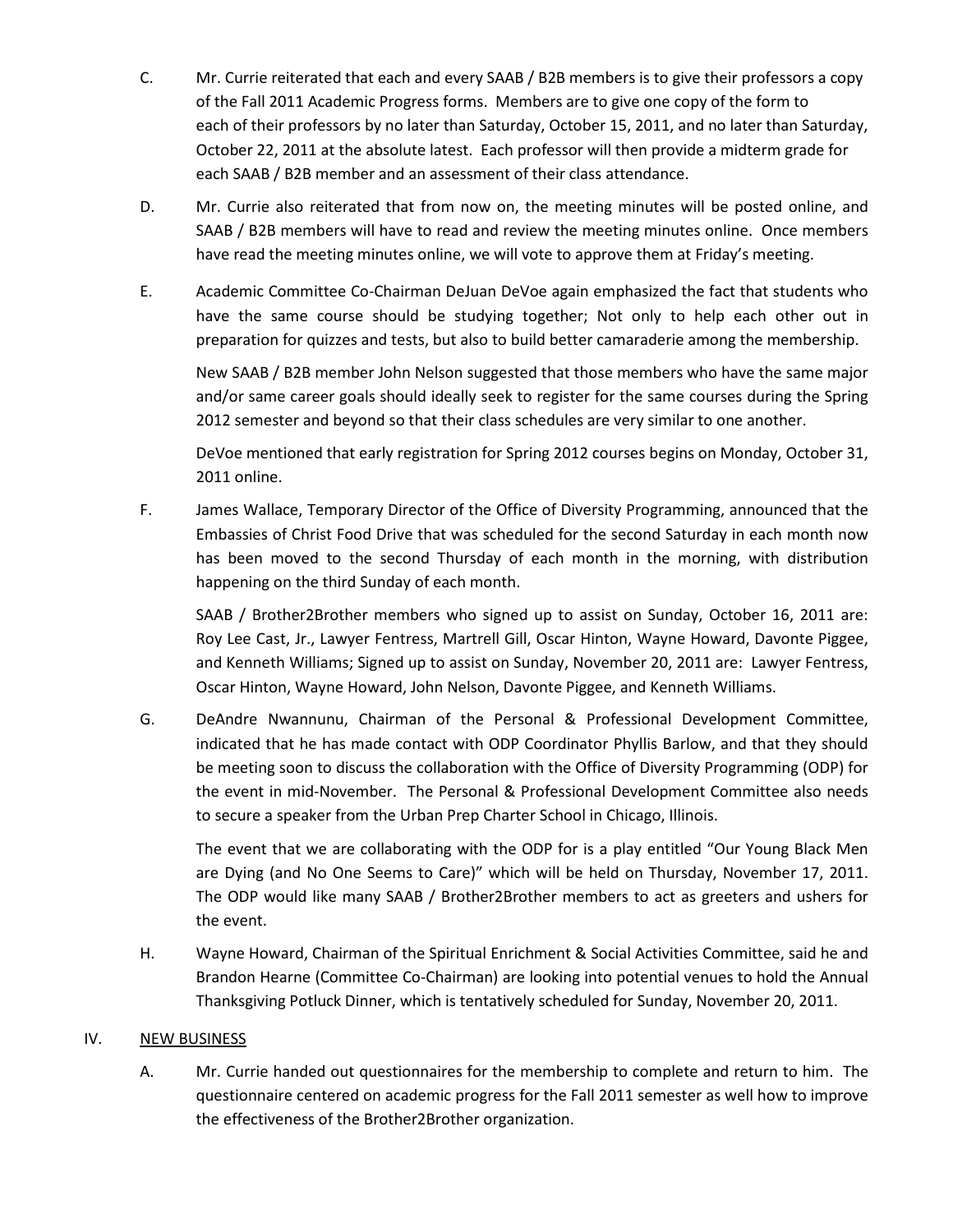C. Mr. Currie reiterated that each and every SAAB / B2B members is to give their professors a copy of the Fall 2011 Academic Progress forms. Members are to give one copy of the form to each of their professors by no later than Saturday, October 15, 2011, and no later than Saturday, October 22, 2011 at the absolute latest. Each professor will then provide a midterm grade for each SAAB / B2B member and an assessment of their class attendance.

D. Mr. Currie also reiterated that from now on, the meeting minutes will be posted online, and SAAB / B2B members will have to read and review the meeting minutes online. Once members have read the meeting minutes online, we will vote to approve them at Friday's meeting.

E. Academic Committee Co-Chairman DeJuan DeVoe again emphasized the fact that students who have the same course should be studying together; Not only to help each other out in preparation for quizzes and tests, but also to build better camaraderie among the membership.

New SAAB / B2B member John Nelson suggested that those members who have the same major and/or same career goals should ideally seek to register for the same courses during the Spring 2012 semester and beyond so that their class schedules are very similar to one another.

DeVoe mentioned that early registration for Spring 2012 courses begins on Monday, October 31, 2011 online.

F. James Wallace, Temporary Director of the Office of Diversity Programming, announced that the Embassies of Christ Food Drive that was scheduled for the second Saturday in each month now has been moved to the second Thursday of each month in the morning, with distribution happening on the third Sunday of each month.

SAAB / Brother2Brother members who signed up to assist on Sunday, October 16, 2011 are: Roy Lee Cast, Jr., Lawyer Fentress, Martrell Gill, Oscar Hinton, Wayne Howard, Davonte Piggee, and Kenneth Williams; Signed up to assist on Sunday, November 20, 2011 are: Lawyer Fentress, Oscar Hinton, Wayne Howard, John Nelson, Davonte Piggee, and Kenneth Williams.

G. DeAndre Nwannunu, Chairman of the Personal & Professional Development Committee, indicated that he has made contact with ODP Coordinator Phyllis Barlow, and that they should be meeting soon to discuss the collaboration with the Office of Diversity Programming (ODP) for the event in mid-November. The Personal & Professional Development Committee also needs to secure a speaker from the Urban Prep Charter School in Chicago, Illinois.

The event that we are collaborating with the ODP for is a play entitled "Our Young Black Men are Dying (and No One Seems to Care)" which will be held on Thursday, November 17, 2011. The ODP would like many SAAB / Brother2Brother members to act as greeters and ushers for the event.

H. Wayne Howard, Chairman of the Spiritual Enrichment & Social Activities Committee, said he and Brandon Hearne (Committee Co-Chairman) are looking into potential venues to hold the Annual Thanksgiving Potluck Dinner, which is tentatively scheduled for Sunday, November 20, 2011.

## IV. NEW BUSINESS

A. Mr. Currie handed out questionnaires for the membership to complete and return to him. The questionnaire centered on academic progress for the Fall 2011 semester as well how to improve the effectiveness of the Brother2Brother organization.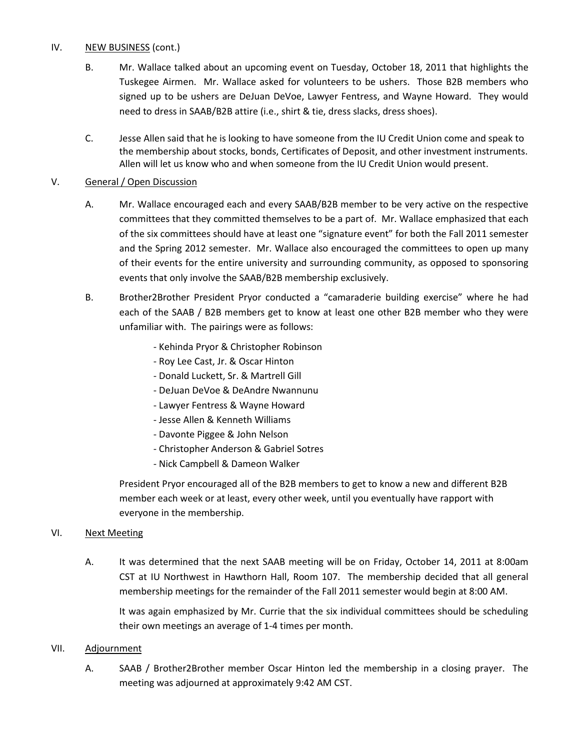IV. <u>NEW BUSINESS</u> (cont.)

B. Mr. Wallace talked about an upcoming event on Tuesday, October 18, 2011 that highlights the Tuskegee Airmen. Mr. Wallace asked for volunteers to be ushers. Those B2B members who signed up to be ushers are DeJuan DeVoe, Lawyer Fentress, and Wayne Howard. They would need to dress in SAAB/B2B attire (i.e., shirt & tie, dress slacks, dress shoes).

C. Jesse Allen said that he is looking to have someone from the IU Credit Union come and speak to the membership about stocks, bonds, Certificates of Deposit, and other investment instruments. Allen will let us know who and when someone from the IU Credit Union would present.

V. <u>General / Open Discussion</u>

A. Mr. Wallace encouraged each and every SAAB/B2B member to be very active on the respective committees that they committed themselves to be a part of. Mr. Wallace emphasized that each of the six committees should have at least one "signature event" for both the Fall 2011 semester and the Spring 2012 semester. Mr. Wallace also encouraged the committees to open up many of their events for the entire university and surrounding community, as opposed to sponsoring events that only involve the SAAB/B2B membership exclusively.

B. Brother2Brother President Pryor conducted a "camaraderie building exercise" where he had each of the SAAB / B2B members get to know at least one other B2B member who they were unfamiliar with. The pairings were as follows:

- Kehinda Pryor & Christopher Robinson
- Roy Lee Cast, Jr. & Oscar Hinton
- Donald Luckett, Sr. & Martrell Gill
- DeJuan DeVoe & DeAndre Nwannunu
- Lawyer Fentress & Wayne Howard
- Jesse Allen & Kenneth Williams
- Davonte Piggee & John Nelson
- Christopher Anderson & Gabriel Sotres
- Nick Campbell & Dameon Walker

President Pryor encouraged all of the B2B members to get to know a new and different B2B member each week or at least, every other week, until you eventually have rapport with everyone in the membership.

VI. <u>Next Meeting</u>

A. It was determined that the next SAAB meeting will be on Friday, October 14, 2011 at 8:00am CST at IU Northwest in Hawthorn Hall, Room 107. The membership decided that all general membership meetings for the remainder of the Fall 2011 semester would begin at 8:00 AM.

It was again emphasized by Mr. Currie that the six individual committees should be scheduling their own meetings an average of 1-4 times per month.

VII. <u>Adjournment</u>

A. SAAB / Brother2Brother member Oscar Hinton led the membership in a closing prayer. The meeting was adjourned at approximately 9:42 AM CST.